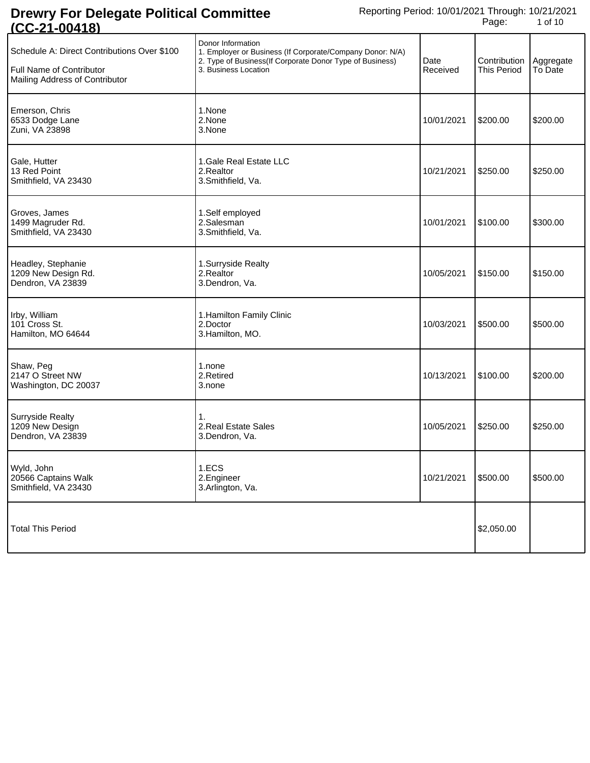# Drewry For Delegate Political Committee (CC-21-00418)

Reporting Period: 10/01/2021 Through: 10/21/2021

| Schedule A: Direct Contributions Over $100<br>Full Name of Contributor<br>Mailing Address of Contributor | Donor Information<br>1. Employer or Business (If Corporate/Company Donor: N/A)<br>2. Type of Business(If Corporate Donor Type of Business)<br>3. Business Location | Date Received | Contribution This Period | Aggregate To Date |
|---|---|---|---|---|
| Emerson, Chris<br>6533 Dodge Lane<br>Zuni, VA 23898 | 1.None<br>2.None<br>3.None | 10/01/2021 | $200.00 | $200.00 |
| Gale, Hutter<br>13 Red Point<br>Smithfield, VA 23430 | 1.Gale Real Estate LLC<br>2.Realtor<br>3.Smithfield, Va. | 10/21/2021 | $250.00 | $250.00 |
| Groves, James<br>1499 Magruder Rd.<br>Smithfield, VA 23430 | 1.Self employed<br>2.Salesman<br>3.Smithfield, Va. | 10/01/2021 | $100.00 | $300.00 |
| Headley, Stephanie<br>1209 New Design Rd.<br>Dendron, VA 23839 | 1.Surryside Realty<br>2.Realtor<br>3.Dendron, Va. | 10/05/2021 | $150.00 | $150.00 |
| Irby, William<br>101 Cross St.<br>Hamilton, MO 64644 | 1.Hamilton Family Clinic<br>2.Doctor<br>3.Hamilton, MO. | 10/03/2021 | $500.00 | $500.00 |
| Shaw, Peg<br>2147 O Street NW<br>Washington, DC 20037 | 1.none<br>2.Retired<br>3.none | 10/13/2021 | $100.00 | $200.00 |
| Surryside Realty<br>1209 New Design<br>Dendron, VA 23839 | 1.<br>2.Real Estate Sales<br>3.Dendron, Va. | 10/05/2021 | $250.00 | $250.00 |
| Wyld, John<br>20566 Captains Walk<br>Smithfield, VA 23430 | 1.ECS<br>2.Engineer<br>3.Arlington, Va. | 10/21/2021 | $500.00 | $500.00 |
| Total This Period | | | $2,050.00 | |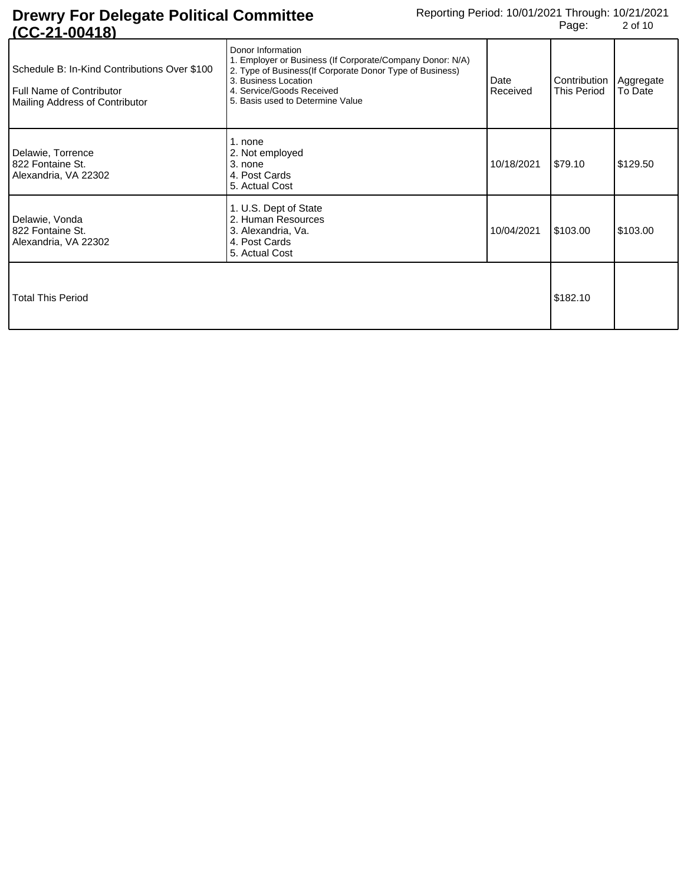# Drewry For Delegate Political Committee (CC-21-00418)

Reporting Period: 10/01/2021 Through: 10/21/2021

| Schedule B: In-Kind Contributions Over $100<br>Full Name of Contributor<br>Mailing Address of Contributor | Donor Information<br>1. Employer or Business (If Corporate/Company Donor: N/A)<br>2. Type of Business(If Corporate Donor Type of Business)<br>3. Business Location<br>4. Service/Goods Received<br>5. Basis used to Determine Value | Date Received | Contribution This Period | Aggregate To Date |
|---|---|---|---|---|
| Delawie, Torrence<br>822 Fontaine St.<br>Alexandria, VA 22302 | 1. none<br>2. Not employed<br>3. none<br>4. Post Cards<br>5. Actual Cost | 10/18/2021 | $79.10 | $129.50 |
| Delawie, Vonda<br>822 Fontaine St.<br>Alexandria, VA 22302 | 1. U.S. Dept of State<br>2. Human Resources<br>3. Alexandria, Va.<br>4. Post Cards<br>5. Actual Cost | 10/04/2021 | $103.00 | $103.00 |
| Total This Period | | | $182.10 | |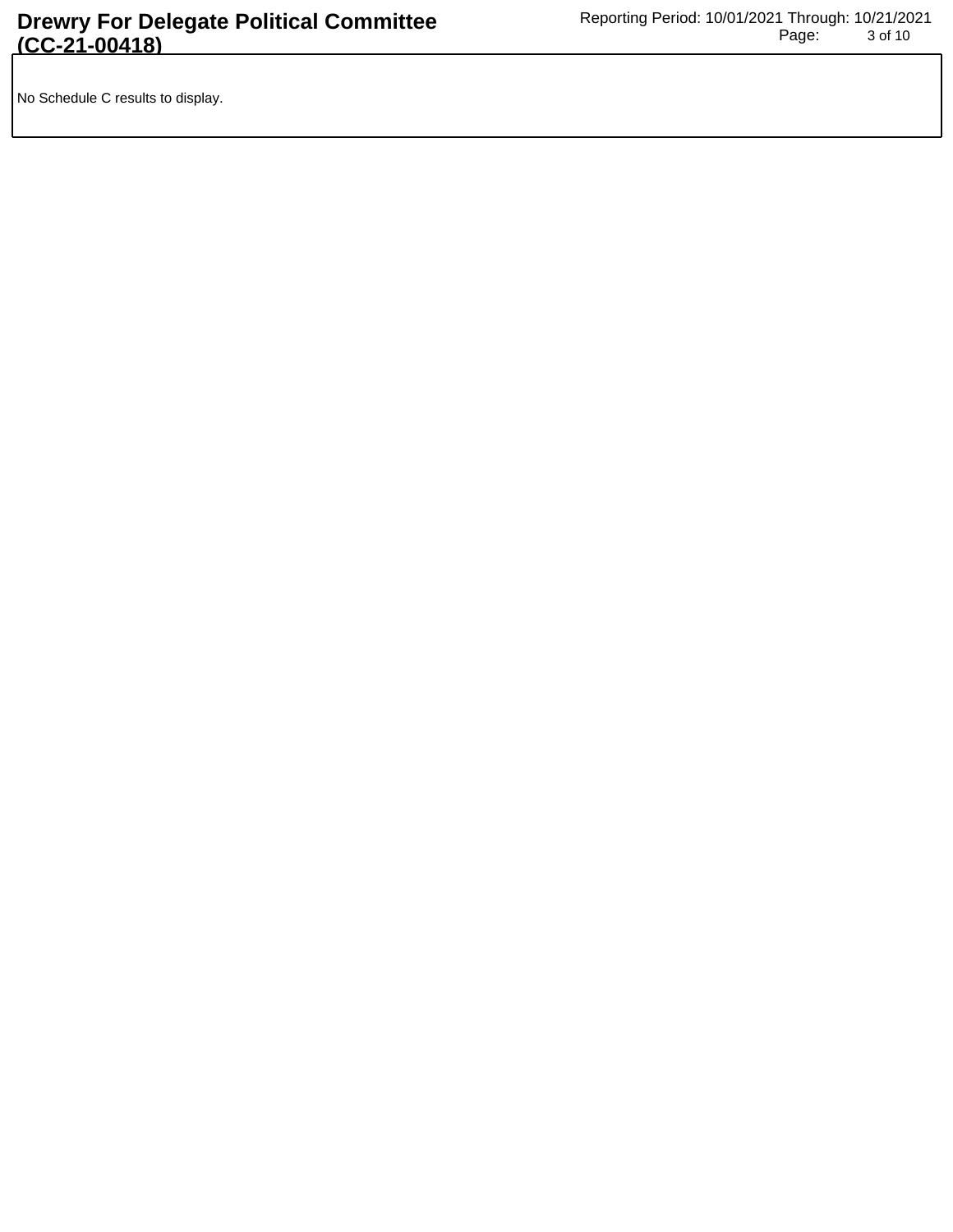No Schedule C results to display.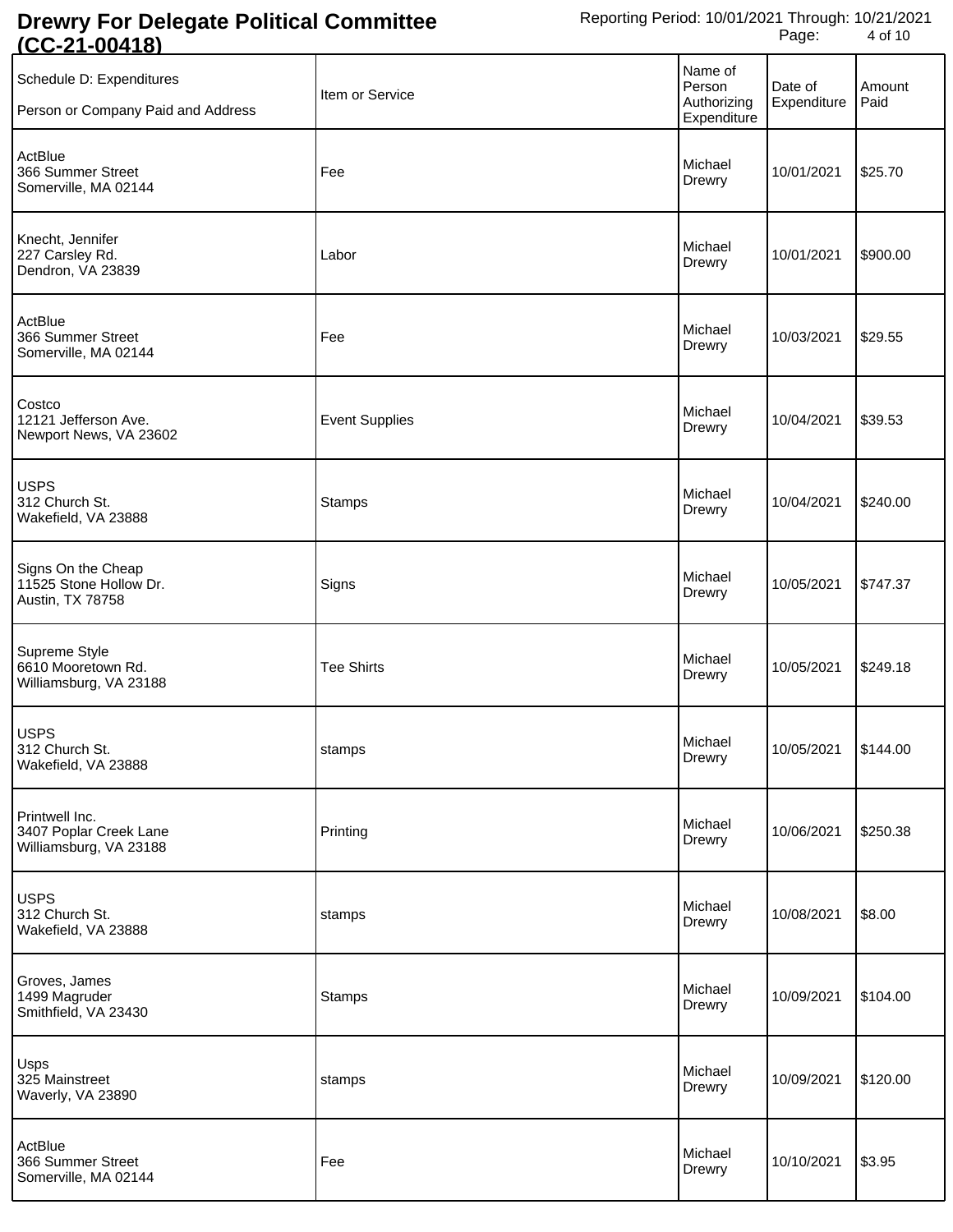# Drewry For Delegate Political Committee (CC-21-00418)

Reporting Period: 10/01/2021 Through: 10/21/2021

| Schedule D: Expenditures<br>Person or Company Paid and Address | Item or Service | Name of Person Authorizing Expenditure | Date of Expenditure | Amount Paid |
|---|---|---|---|---|
| ActBlue<br>366 Summer Street<br>Somerville, MA 02144 | Fee | Michael Drewry | 10/01/2021 | $25.70 |
| Knecht, Jennifer<br>227 Carsley Rd.<br>Dendron, VA 23839 | Labor | Michael Drewry | 10/01/2021 | $900.00 |
| ActBlue<br>366 Summer Street<br>Somerville, MA 02144 | Fee | Michael Drewry | 10/03/2021 | $29.55 |
| Costco<br>12121 Jefferson Ave.<br>Newport News, VA 23602 | Event Supplies | Michael Drewry | 10/04/2021 | $39.53 |
| USPS<br>312 Church St.<br>Wakefield, VA 23888 | Stamps | Michael Drewry | 10/04/2021 | $240.00 |
| Signs On the Cheap<br>11525 Stone Hollow Dr.<br>Austin, TX 78758 | Signs | Michael Drewry | 10/05/2021 | $747.37 |
| Supreme Style<br>6610 Mooretown Rd.<br>Williamsburg, VA 23188 | Tee Shirts | Michael Drewry | 10/05/2021 | $249.18 |
| USPS<br>312 Church St.<br>Wakefield, VA 23888 | stamps | Michael Drewry | 10/05/2021 | $144.00 |
| Printwell Inc.<br>3407 Poplar Creek Lane<br>Williamsburg, VA 23188 | Printing | Michael Drewry | 10/06/2021 | $250.38 |
| USPS<br>312 Church St.<br>Wakefield, VA 23888 | stamps | Michael Drewry | 10/08/2021 | $8.00 |
| Groves, James<br>1499 Magruder<br>Smithfield, VA 23430 | Stamps | Michael Drewry | 10/09/2021 | $104.00 |
| Usps<br>325 Mainstreet<br>Waverly, VA 23890 | stamps | Michael Drewry | 10/09/2021 | $120.00 |
| ActBlue<br>366 Summer Street<br>Somerville, MA 02144 | Fee | Michael Drewry | 10/10/2021 | $3.95 |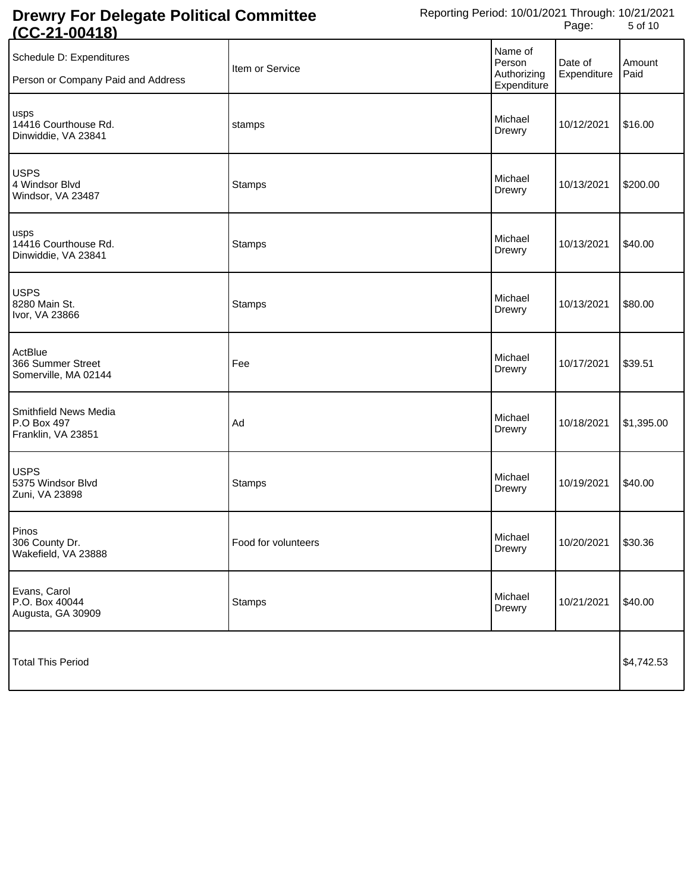# Drewry For Delegate Political Committee (CC-21-00418)

Reporting Period: 10/01/2021 Through: 10/21/2021

| Schedule D: Expenditures<br>Person or Company Paid and Address | Item or Service | Name of Person Authorizing Expenditure | Date of Expenditure | Amount Paid |
|---|---|---|---|---|
| usps<br>14416 Courthouse Rd.<br>Dinwiddie, VA 23841 | stamps | Michael Drewry | 10/12/2021 | $16.00 |
| USPS<br>4 Windsor Blvd<br>Windsor, VA 23487 | Stamps | Michael Drewry | 10/13/2021 | $200.00 |
| usps<br>14416 Courthouse Rd.<br>Dinwiddie, VA 23841 | Stamps | Michael Drewry | 10/13/2021 | $40.00 |
| USPS<br>8280 Main St.<br>Ivor, VA 23866 | Stamps | Michael Drewry | 10/13/2021 | $80.00 |
| ActBlue<br>366 Summer Street<br>Somerville, MA 02144 | Fee | Michael Drewry | 10/17/2021 | $39.51 |
| Smithfield News Media<br>P.O Box 497<br>Franklin, VA 23851 | Ad | Michael Drewry | 10/18/2021 | $1,395.00 |
| USPS<br>5375 Windsor Blvd<br>Zuni, VA 23898 | Stamps | Michael Drewry | 10/19/2021 | $40.00 |
| Pinos<br>306 County Dr.<br>Wakefield, VA 23888 | Food for volunteers | Michael Drewry | 10/20/2021 | $30.36 |
| Evans, Carol<br>P.O. Box 40044<br>Augusta, GA 30909 | Stamps | Michael Drewry | 10/21/2021 | $40.00 |
| Total This Period | | | | $4,742.53 |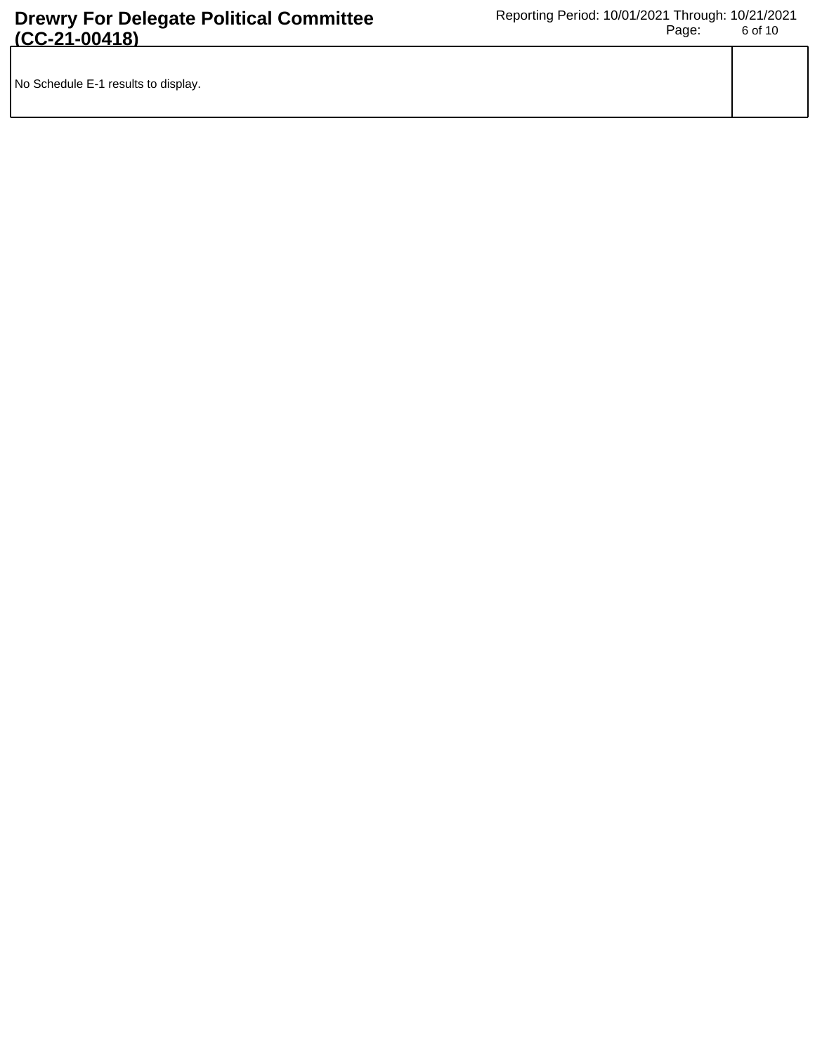| No Schedule E-1 results to display. | |
|---|---|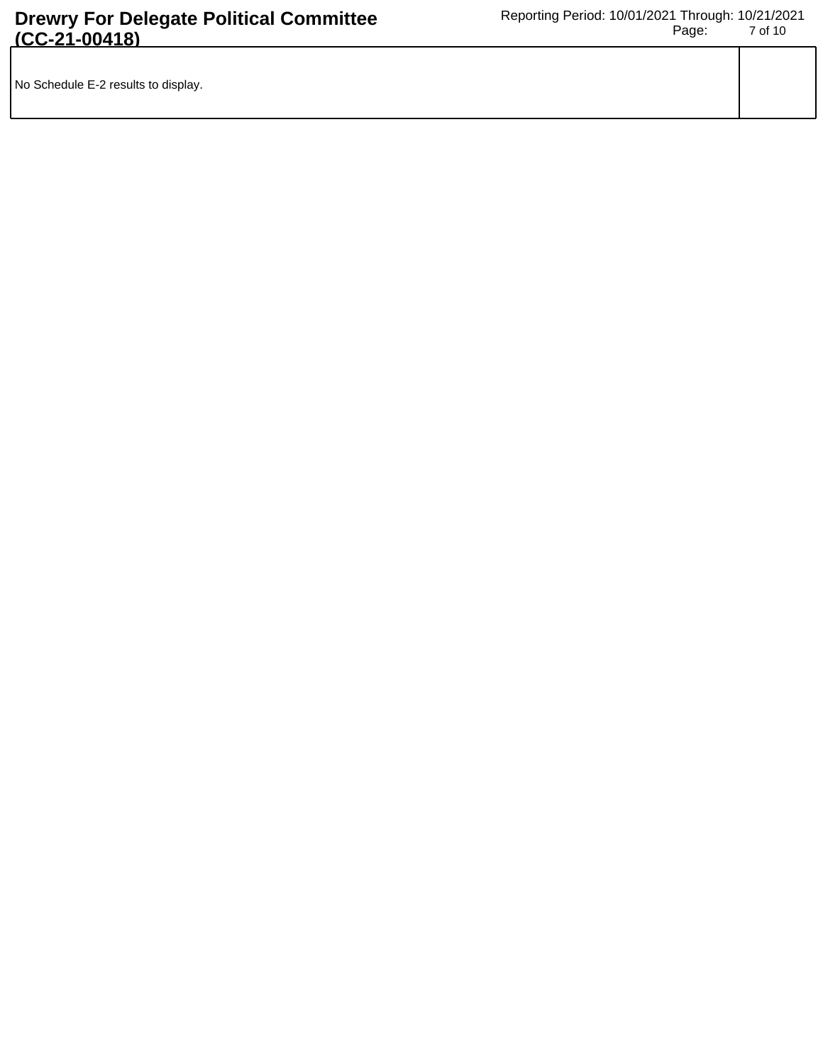No Schedule E-2 results to display.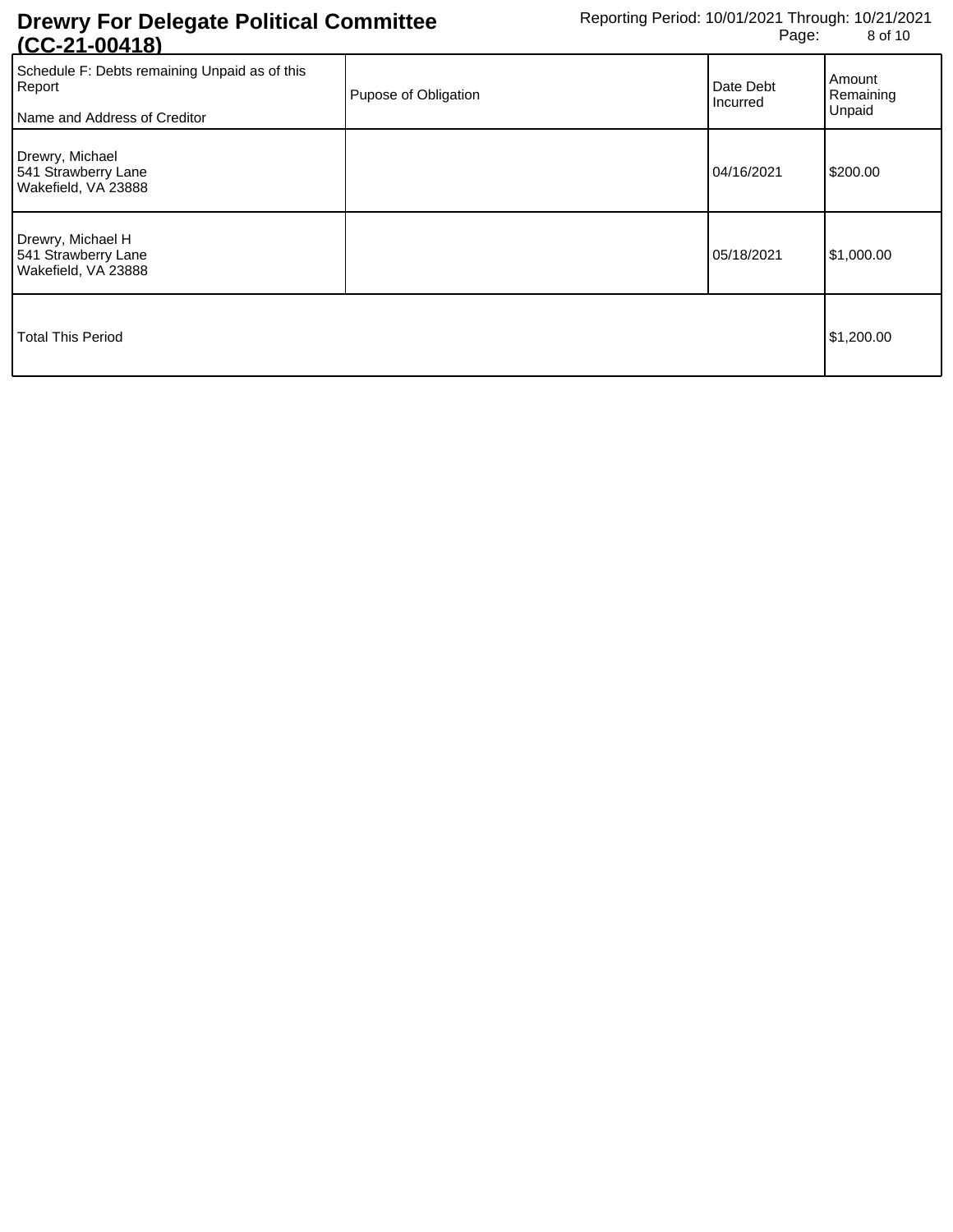# Drewry For Delegate Political Committee (CC-21-00418)

Reporting Period: 10/01/2021 Through: 10/21/2021

| Schedule F: Debts remaining Unpaid as of this Report<br><br>Name and Address of Creditor | Pupose of Obligation | Date Debt Incurred | Amount Remaining Unpaid |
|---|---|---|---|
| Drewry, Michael<br>541 Strawberry Lane<br>Wakefield, VA 23888 | | 04/16/2021 | $200.00 |
| Drewry, Michael H<br>541 Strawberry Lane<br>Wakefield, VA 23888 | | 05/18/2021 | $1,000.00 |
| Total This Period | | | $1,200.00 |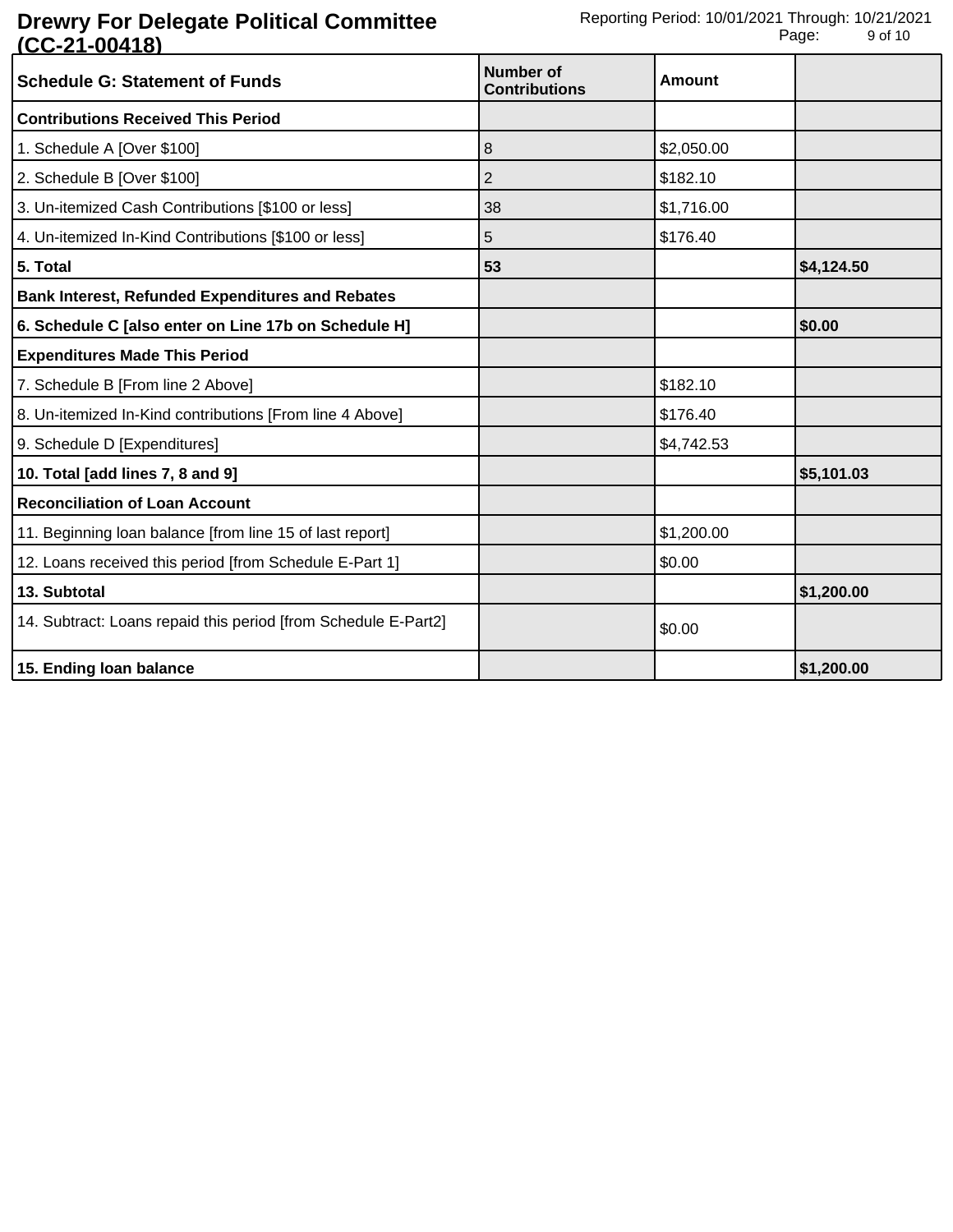**Drewry For Delegate Political Committee (CC-21-00418)**

Reporting Period: 10/01/2021 Through: 10/21/2021

| **Schedule G: Statement of Funds** | **Number of Contributions** | **Amount** | |
|---|---|---|---|
| **Contributions Received This Period** | | | |
| 1. Schedule A [Over $100] | 8 | $2,050.00 | |
| 2. Schedule B [Over $100] | 2 | $182.10 | |
| 3. Un-itemized Cash Contributions [$100 or less] | 38 | $1,716.00 | |
| 4. Un-itemized In-Kind Contributions [$100 or less] | 5 | $176.40 | |
| **5. Total** | **53** | | **$4,124.50** |
| **Bank Interest, Refunded Expenditures and Rebates** | | | |
| **6. Schedule C [also enter on Line 17b on Schedule H]** | | | **$0.00** |
| **Expenditures Made This Period** | | | |
| 7. Schedule B [From line 2 Above] | | $182.10 | |
| 8. Un-itemized In-Kind contributions [From line 4 Above] | | $176.40 | |
| 9. Schedule D [Expenditures] | | $4,742.53 | |
| **10. Total [add lines 7, 8 and 9]** | | | **$5,101.03** |
| **Reconciliation of Loan Account** | | | |
| 11. Beginning loan balance [from line 15 of last report] | | $1,200.00 | |
| 12. Loans received this period [from Schedule E-Part 1] | | $0.00 | |
| **13. Subtotal** | | | **$1,200.00** |
| 14. Subtract: Loans repaid this period [from Schedule E-Part2] | | $0.00 | |
| **15. Ending loan balance** | | | **$1,200.00** |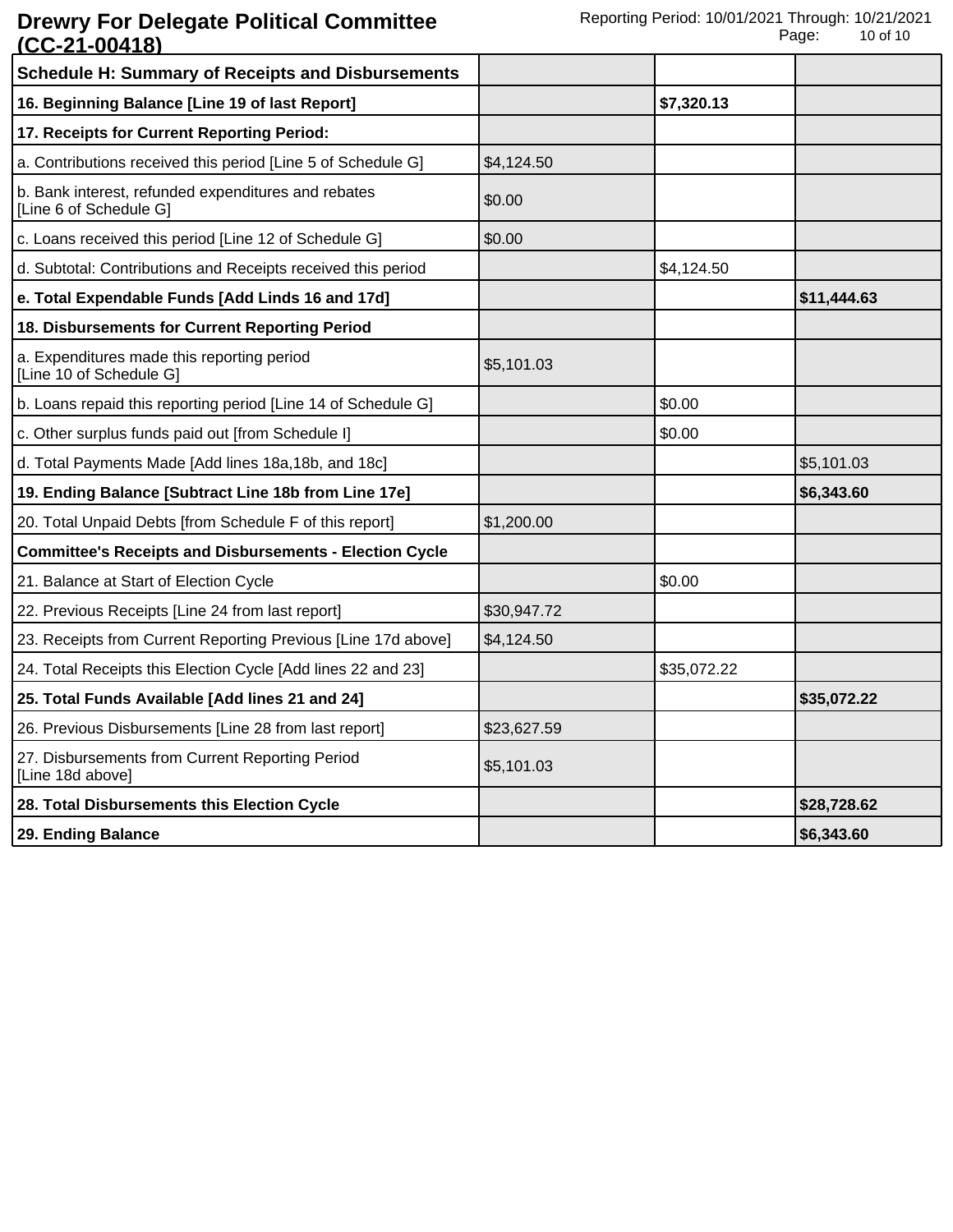# Drewry For Delegate Political Committee (CC-21-00418)

Reporting Period: 10/01/2021 Through: 10/21/2021

| **Schedule H: Summary of Receipts and Disbursements** | | | |
|---|---|---|---|
| **16. Beginning Balance [Line 19 of last Report]** | | **$7,320.13** | |
| **17. Receipts for Current Reporting Period:** | | | |
| a. Contributions received this period [Line 5 of Schedule G] | $4,124.50 | | |
| b. Bank interest, refunded expenditures and rebates [Line 6 of Schedule G] | $0.00 | | |
| c. Loans received this period [Line 12 of Schedule G] | $0.00 | | |
| d. Subtotal: Contributions and Receipts received this period | | $4,124.50 | |
| **e. Total Expendable Funds [Add Linds 16 and 17d]** | | | **$11,444.63** |
| **18. Disbursements for Current Reporting Period** | | | |
| a. Expenditures made this reporting period [Line 10 of Schedule G] | $5,101.03 | | |
| b. Loans repaid this reporting period [Line 14 of Schedule G] | | $0.00 | |
| c. Other surplus funds paid out [from Schedule I] | | $0.00 | |
| d. Total Payments Made [Add lines 18a,18b, and 18c] | | | $5,101.03 |
| **19. Ending Balance [Subtract Line 18b from Line 17e]** | | | **$6,343.60** |
| 20. Total Unpaid Debts [from Schedule F of this report] | $1,200.00 | | |
| **Committee's Receipts and Disbursements - Election Cycle** | | | |
| 21. Balance at Start of Election Cycle | | $0.00 | |
| 22. Previous Receipts [Line 24 from last report] | $30,947.72 | | |
| 23. Receipts from Current Reporting Previous [Line 17d above] | $4,124.50 | | |
| 24. Total Receipts this Election Cycle [Add lines 22 and 23] | | $35,072.22 | |
| **25. Total Funds Available [Add lines 21 and 24]** | | | **$35,072.22** |
| 26. Previous Disbursements [Line 28 from last report] | $23,627.59 | | |
| 27. Disbursements from Current Reporting Period [Line 18d above] | $5,101.03 | | |
| **28. Total Disbursements this Election Cycle** | | | **$28,728.62** |
| **29. Ending Balance** | | | **$6,343.60** |